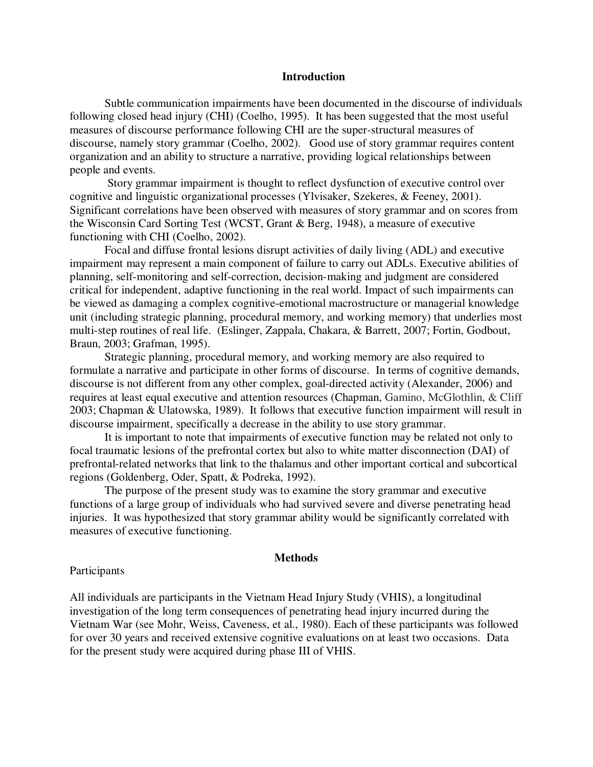## Introduction

Subtle communication impairments have been documented in the discourse of individuals following closed head injury (CHI) (Coelho, 1995). It has been suggested that the most useful measures of discourse performance following CHI are the super-structural measures of discourse, namely story grammar (Coelho, 2002). Good use of story grammar requires content organization and an ability to structure a narrative, providing logical relationships between people and events.

Story grammar impairment is thought to reflect dysfunction of executive control over cognitive and linguistic organizational processes (Ylvisaker, Szekeres, & Feeney, 2001). Significant correlations have been observed with measures of story grammar and on scores from the Wisconsin Card Sorting Test (WCST, Grant & Berg, 1948), a measure of executive functioning with CHI (Coelho, 2002).

Focal and diffuse frontal lesions disrupt activities of daily living (ADL) and executive impairment may represent a main component of failure to carry out ADLs. Executive abilities of planning, self-monitoring and self-correction, decision-making and judgment are considered critical for independent, adaptive functioning in the real world. Impact of such impairments can be viewed as damaging a complex cognitive-emotional macrostructure or managerial knowledge unit (including strategic planning, procedural memory, and working memory) that underlies most multi-step routines of real life. (Eslinger, Zappala, Chakara, & Barrett, 2007; Fortin, Godbout, Braun, 2003; Grafman, 1995).

Strategic planning, procedural memory, and working memory are also required to formulate a narrative and participate in other forms of discourse. In terms of cognitive demands, discourse is not different from any other complex, goal-directed activity (Alexander, 2006) and requires at least equal executive and attention resources (Chapman, Gamino, McGlothlin, & Cliff 2003; Chapman & Ulatowska, 1989). It follows that executive function impairment will result in discourse impairment, specifically a decrease in the ability to use story grammar.

It is important to note that impairments of executive function may be related not only to focal traumatic lesions of the prefrontal cortex but also to white matter disconnection (DAI) of prefrontal-related networks that link to the thalamus and other important cortical and subcortical regions (Goldenberg, Oder, Spatt, & Podreka, 1992).

The purpose of the present study was to examine the story grammar and executive functions of a large group of individuals who had survived severe and diverse penetrating head injuries. It was hypothesized that story grammar ability would be significantly correlated with measures of executive functioning.

## Methods

Participants

All individuals are participants in the Vietnam Head Injury Study (VHIS), a longitudinal investigation of the long term consequences of penetrating head injury incurred during the Vietnam War (see Mohr, Weiss, Caveness, et al., 1980). Each of these participants was followed for over 30 years and received extensive cognitive evaluations on at least two occasions. Data for the present study were acquired during phase III of VHIS.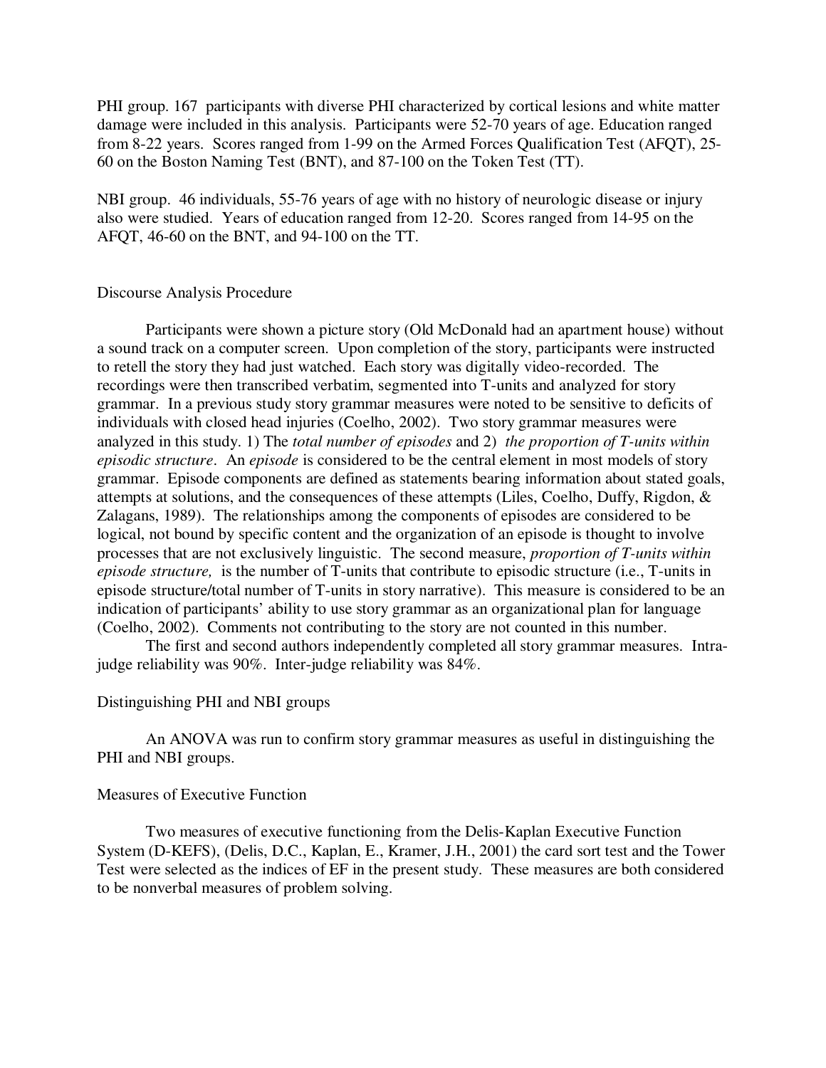PHI group. 167 participants with diverse PHI characterized by cortical lesions and white matter damage were included in this analysis. Participants were 52-70 years of age. Education ranged from 8-22 years. Scores ranged from 1-99 on the Armed Forces Qualification Test (AFQT), 25-60 on the Boston Naming Test (BNT), and 87-100 on the Token Test (TT).

NBI group. 46 individuals, 55-76 years of age with no history of neurologic disease or injury also were studied. Years of education ranged from 12-20. Scores ranged from 14-95 on the AFQT, 46-60 on the BNT, and 94-100 on the TT.

## Discourse Analysis Procedure

Participants were shown a picture story (Old McDonald had an apartment house) without a sound track on a computer screen. Upon completion of the story, participants were instructed to retell the story they had just watched. Each story was digitally video-recorded. The recordings were then transcribed verbatim, segmented into T-units and analyzed for story grammar. In a previous study story grammar measures were noted to be sensitive to deficits of individuals with closed head injuries (Coelho, 2002). Two story grammar measures were analyzed in this study. 1) The *total number of episodes* and 2) *the proportion of T-units within episodic structure*. An *episode* is considered to be the central element in most models of story grammar. Episode components are defined as statements bearing information about stated goals, attempts at solutions, and the consequences of these attempts (Liles, Coelho, Duffy, Rigdon, & Zalagans, 1989). The relationships among the components of episodes are considered to be logical, not bound by specific content and the organization of an episode is thought to involve processes that are not exclusively linguistic. The second measure, *proportion of T-units within episode structure,* is the number of T-units that contribute to episodic structure (i.e., T-units in episode structure/total number of T-units in story narrative). This measure is considered to be an indication of participants' ability to use story grammar as an organizational plan for language (Coelho, 2002). Comments not contributing to the story are not counted in this number.

The first and second authors independently completed all story grammar measures. Intra-judge reliability was 90%. Inter-judge reliability was 84%.

## Distinguishing PHI and NBI groups

An ANOVA was run to confirm story grammar measures as useful in distinguishing the PHI and NBI groups.

## Measures of Executive Function

Two measures of executive functioning from the Delis-Kaplan Executive Function System (D-KEFS), (Delis, D.C., Kaplan, E., Kramer, J.H., 2001) the card sort test and the Tower Test were selected as the indices of EF in the present study. These measures are both considered to be nonverbal measures of problem solving.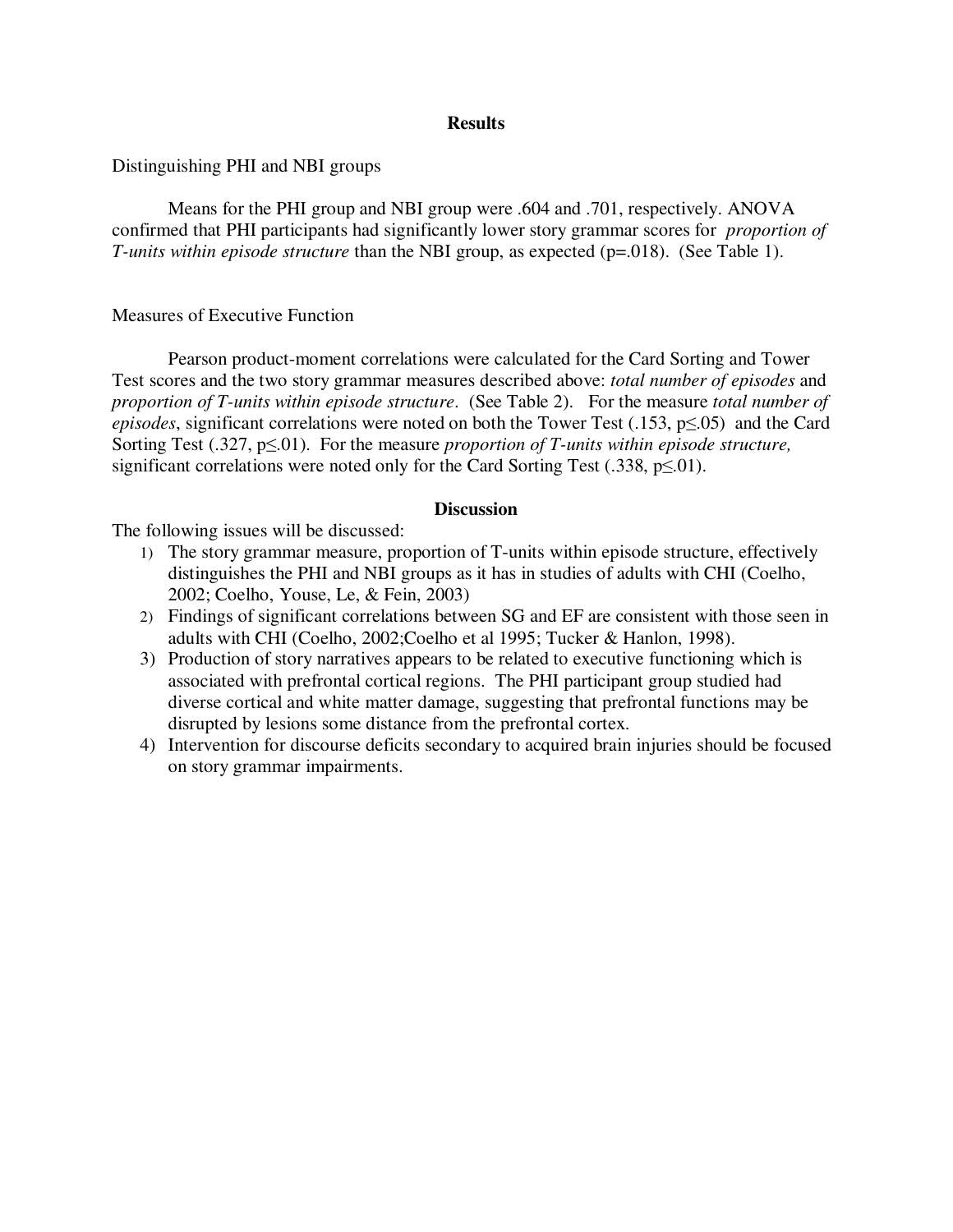## Results

Distinguishing PHI and NBI groups

Means for the PHI group and NBI group were .604 and .701, respectively. ANOVA confirmed that PHI participants had significantly lower story grammar scores for *proportion of T-units within episode structure* than the NBI group, as expected ($p=.018$). (See Table 1).

Measures of Executive Function

Pearson product-moment correlations were calculated for the Card Sorting and Tower Test scores and the two story grammar measures described above: *total number of episodes* and *proportion of T-units within episode structure*. (See Table 2). For the measure *total number of episodes*, significant correlations were noted on both the Tower Test (.153, $p \leq .05$) and the Card Sorting Test (.327, $p \leq .01$). For the measure *proportion of T-units within episode structure,* significant correlations were noted only for the Card Sorting Test (.338, $p \leq .01$).

## Discussion

The following issues will be discussed:

1) The story grammar measure, proportion of T-units within episode structure, effectively distinguishes the PHI and NBI groups as it has in studies of adults with CHI (Coelho, 2002; Coelho, Youse, Le, & Fein, 2003)
2) Findings of significant correlations between SG and EF are consistent with those seen in adults with CHI (Coelho, 2002;Coelho et al 1995; Tucker & Hanlon, 1998).
3) Production of story narratives appears to be related to executive functioning which is associated with prefrontal cortical regions. The PHI participant group studied had diverse cortical and white matter damage, suggesting that prefrontal functions may be disrupted by lesions some distance from the prefrontal cortex.
4) Intervention for discourse deficits secondary to acquired brain injuries should be focused on story grammar impairments.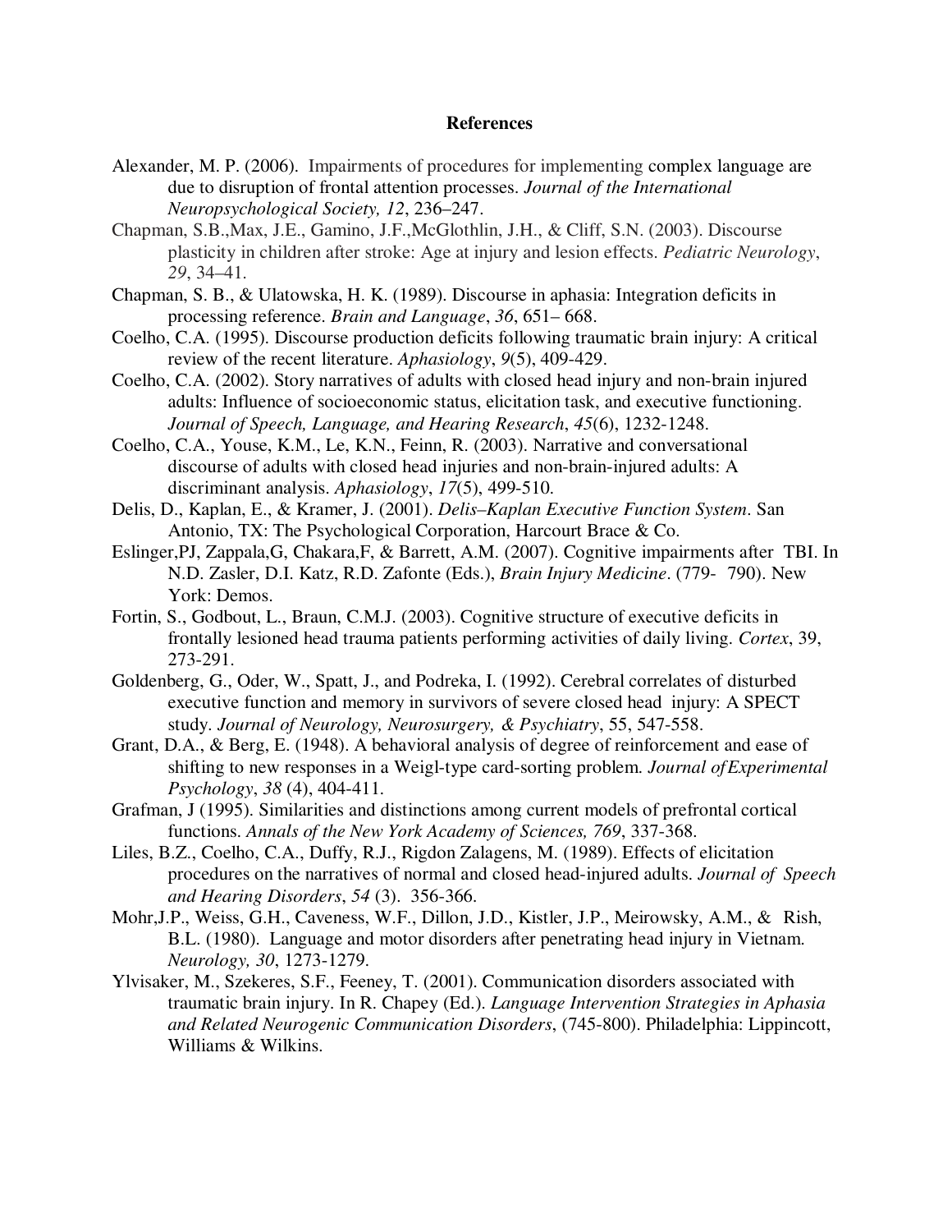# References

Alexander, M. P. (2006). Impairments of procedures for implementing complex language are due to disruption of frontal attention processes. *Journal of the International Neuropsychological Society, 12*, 236–247.

Chapman, S.B.,Max, J.E., Gamino, J.F.,McGlothlin, J.H., & Cliff, S.N. (2003). Discourse plasticity in children after stroke: Age at injury and lesion effects. *Pediatric Neurology*, *29*, 34–41.

Chapman, S. B., & Ulatowska, H. K. (1989). Discourse in aphasia: Integration deficits in processing reference. *Brain and Language*, *36*, 651– 668.

Coelho, C.A. (1995). Discourse production deficits following traumatic brain injury: A critical review of the recent literature. *Aphasiology*, *9*(5), 409-429.

Coelho, C.A. (2002). Story narratives of adults with closed head injury and non-brain injured adults: Influence of socioeconomic status, elicitation task, and executive functioning. *Journal of Speech, Language, and Hearing Research*, *45*(6), 1232-1248.

Coelho, C.A., Youse, K.M., Le, K.N., Feinn, R. (2003). Narrative and conversational discourse of adults with closed head injuries and non-brain-injured adults: A discriminant analysis. *Aphasiology*, *17*(5), 499-510.

Delis, D., Kaplan, E., & Kramer, J. (2001). *Delis–Kaplan Executive Function System*. San Antonio, TX: The Psychological Corporation, Harcourt Brace & Co.

Eslinger,PJ, Zappala,G, Chakara,F, & Barrett, A.M. (2007). Cognitive impairments after TBI. In N.D. Zasler, D.I. Katz, R.D. Zafonte (Eds.), *Brain Injury Medicine*. (779- 790). New York: Demos.

Fortin, S., Godbout, L., Braun, C.M.J. (2003). Cognitive structure of executive deficits in frontally lesioned head trauma patients performing activities of daily living. *Cortex*, 39, 273-291.

Goldenberg, G., Oder, W., Spatt, J., and Podreka, I. (1992). Cerebral correlates of disturbed executive function and memory in survivors of severe closed head injury: A SPECT study. *Journal of Neurology, Neurosurgery, & Psychiatry*, 55, 547-558.

Grant, D.A., & Berg, E. (1948). A behavioral analysis of degree of reinforcement and ease of shifting to new responses in a Weigl-type card-sorting problem. *Journal of Experimental Psychology*, *38* (4), 404-411.

Grafman, J (1995). Similarities and distinctions among current models of prefrontal cortical functions. *Annals of the New York Academy of Sciences, 769*, 337-368.

Liles, B.Z., Coelho, C.A., Duffy, R.J., Rigdon Zalagens, M. (1989). Effects of elicitation procedures on the narratives of normal and closed head-injured adults. *Journal of Speech and Hearing Disorders*, *54* (3). 356-366.

Mohr,J.P., Weiss, G.H., Caveness, W.F., Dillon, J.D., Kistler, J.P., Meirowsky, A.M., & Rish, B.L. (1980). Language and motor disorders after penetrating head injury in Vietnam. *Neurology, 30*, 1273-1279.

Ylvisaker, M., Szekeres, S.F., Feeney, T. (2001). Communication disorders associated with traumatic brain injury. In R. Chapey (Ed.). *Language Intervention Strategies in Aphasia and Related Neurogenic Communication Disorders*, (745-800). Philadelphia: Lippincott, Williams & Wilkins.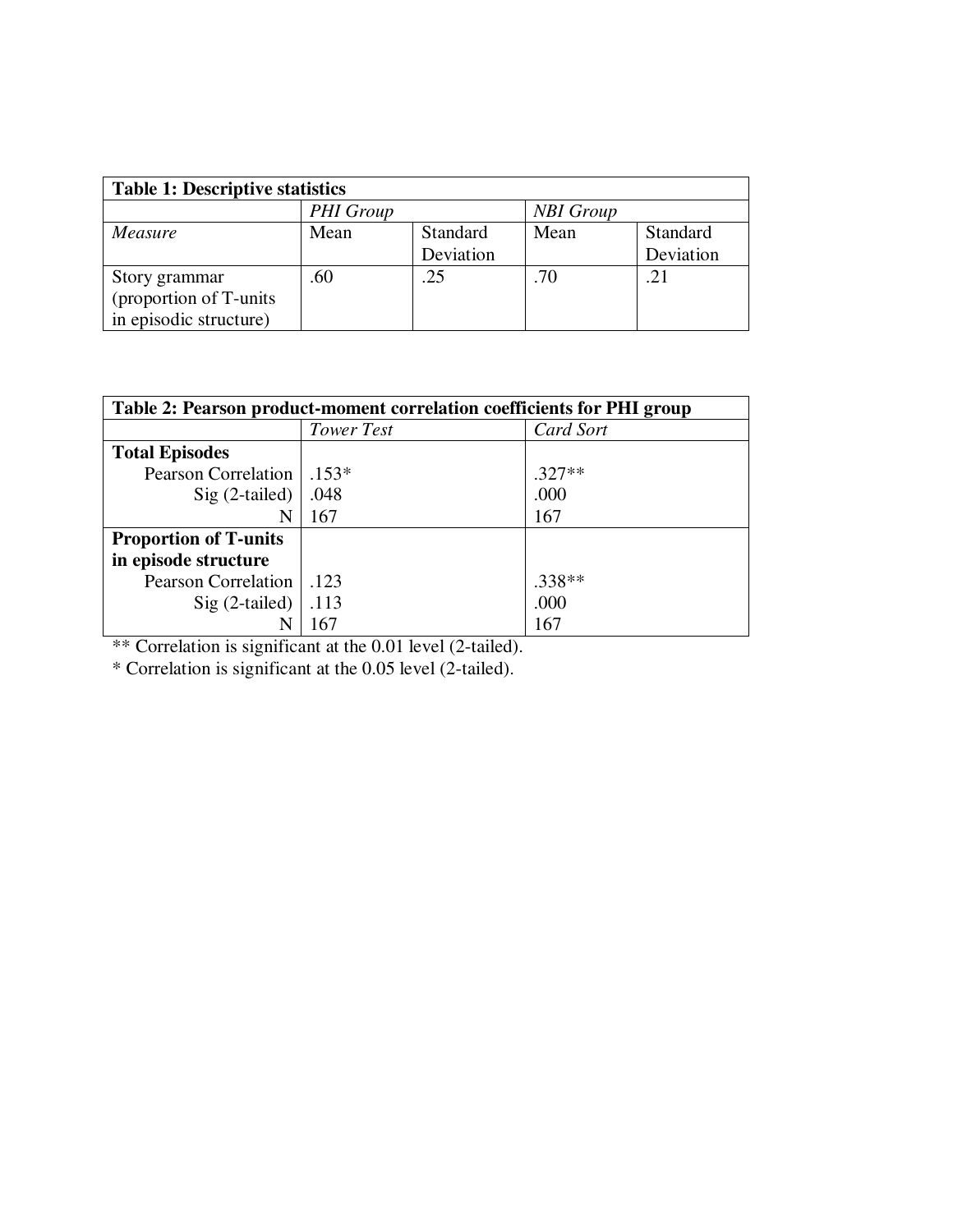| Table 1: Descriptive statistics | | | | |
|---|---|---|---|---|
| | *PHI Group* | | *NBI Group* | |
| *Measure* | Mean | Standard Deviation | Mean | Standard Deviation |
| Story grammar (proportion of T-units in episodic structure) | .60 | .25 | .70 | .21 |

| Table 2: Pearson product-moment correlation coefficients for PHI group | | |
|---|---|---|
| | *Tower Test* | *Card Sort* |
| **Total Episodes** | | |
| Pearson Correlation | .153* | .327** |
| Sig (2-tailed) | .048 | .000 |
| N | 167 | 167 |
| **Proportion of T-units in episode structure** | | |
| Pearson Correlation | .123 | .338** |
| Sig (2-tailed) | .113 | .000 |
| N | 167 | 167 |

** Correlation is significant at the 0.01 level (2-tailed).

* Correlation is significant at the 0.05 level (2-tailed).